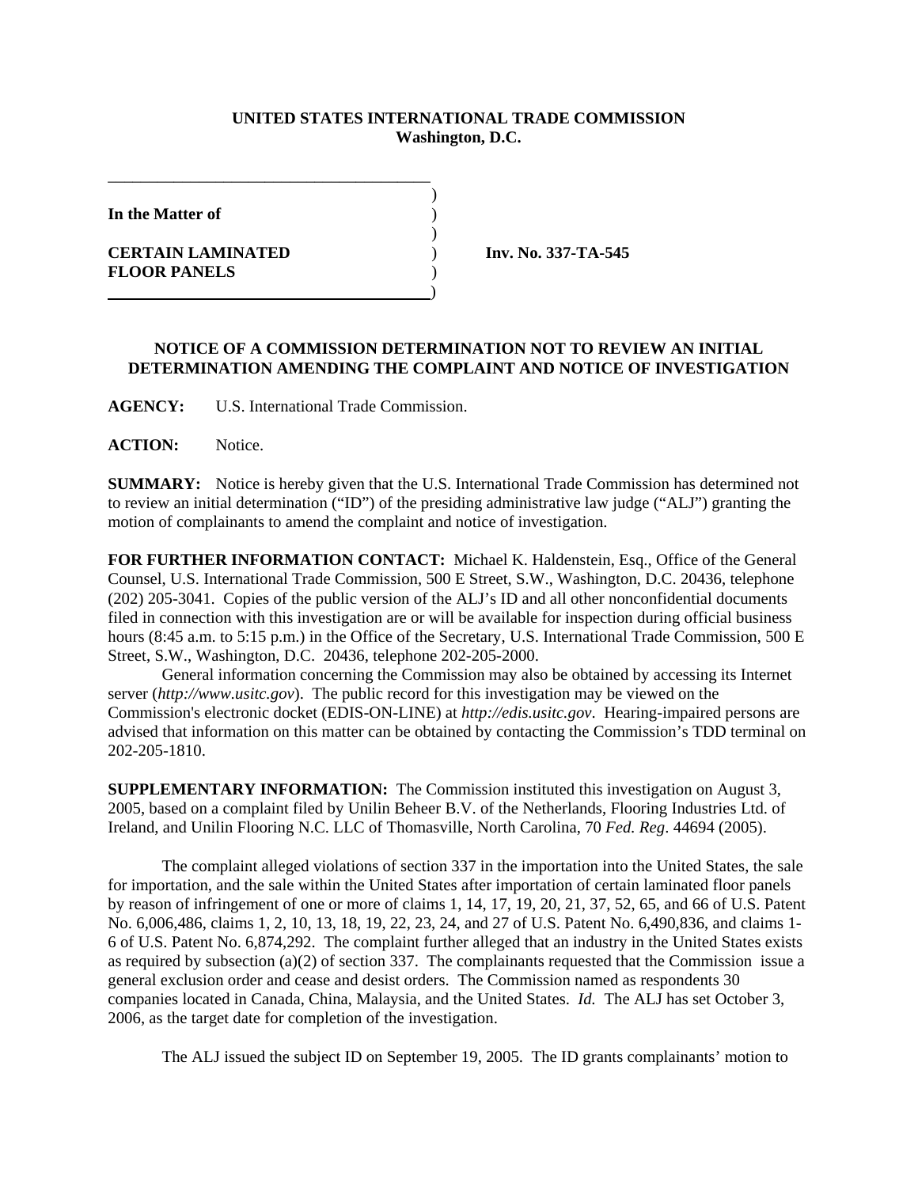**UNITED STATES INTERNATIONAL TRADE COMMISSION**
**Washington, D.C.**

**In the Matter of**

**CERTAIN LAMINATED FLOOR PANELS**

**Inv. No. 337-TA-545**

**NOTICE OF A COMMISSION DETERMINATION NOT TO REVIEW AN INITIAL DETERMINATION AMENDING THE COMPLAINT AND NOTICE OF INVESTIGATION**

**AGENCY:** U.S. International Trade Commission.

**ACTION:** Notice.

**SUMMARY:** Notice is hereby given that the U.S. International Trade Commission has determined not to review an initial determination ("ID") of the presiding administrative law judge ("ALJ") granting the motion of complainants to amend the complaint and notice of investigation.

**FOR FURTHER INFORMATION CONTACT:** Michael K. Haldenstein, Esq., Office of the General Counsel, U.S. International Trade Commission, 500 E Street, S.W., Washington, D.C. 20436, telephone (202) 205-3041. Copies of the public version of the ALJ's ID and all other nonconfidential documents filed in connection with this investigation are or will be available for inspection during official business hours (8:45 a.m. to 5:15 p.m.) in the Office of the Secretary, U.S. International Trade Commission, 500 E Street, S.W., Washington, D.C. 20436, telephone 202-205-2000.

General information concerning the Commission may also be obtained by accessing its Internet server (*http://www.usitc.gov*). The public record for this investigation may be viewed on the Commission's electronic docket (EDIS-ON-LINE) at *http://edis.usitc.gov*. Hearing-impaired persons are advised that information on this matter can be obtained by contacting the Commission's TDD terminal on 202-205-1810.

**SUPPLEMENTARY INFORMATION:** The Commission instituted this investigation on August 3, 2005, based on a complaint filed by Unilin Beheer B.V. of the Netherlands, Flooring Industries Ltd. of Ireland, and Unilin Flooring N.C. LLC of Thomasville, North Carolina, 70 *Fed. Reg*. 44694 (2005).

The complaint alleged violations of section 337 in the importation into the United States, the sale for importation, and the sale within the United States after importation of certain laminated floor panels by reason of infringement of one or more of claims 1, 14, 17, 19, 20, 21, 37, 52, 65, and 66 of U.S. Patent No. 6,006,486, claims 1, 2, 10, 13, 18, 19, 22, 23, 24, and 27 of U.S. Patent No. 6,490,836, and claims 1-6 of U.S. Patent No. 6,874,292. The complaint further alleged that an industry in the United States exists as required by subsection (a)(2) of section 337. The complainants requested that the Commission issue a general exclusion order and cease and desist orders. The Commission named as respondents 30 companies located in Canada, China, Malaysia, and the United States. *Id.* The ALJ has set October 3, 2006, as the target date for completion of the investigation.

The ALJ issued the subject ID on September 19, 2005. The ID grants complainants' motion to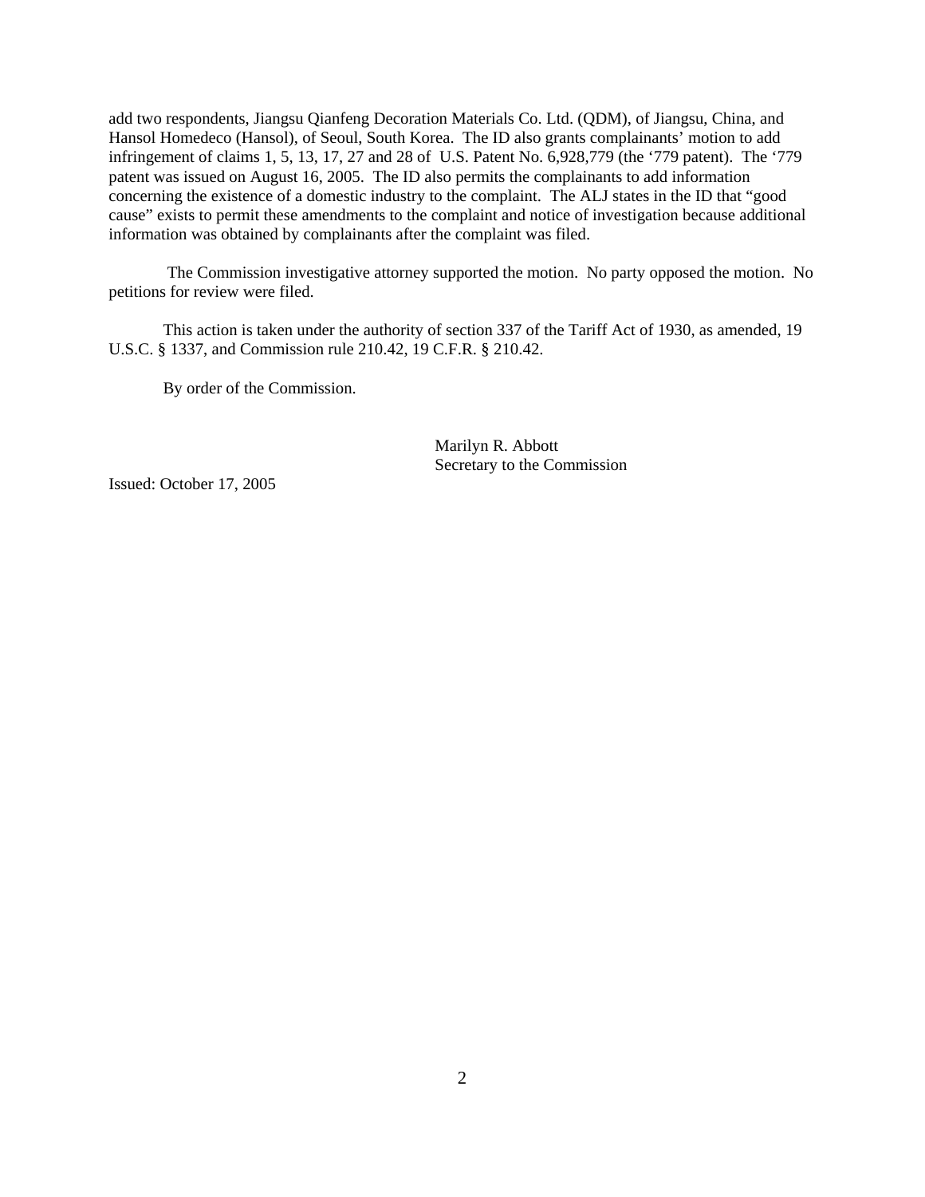add two respondents, Jiangsu Qianfeng Decoration Materials Co. Ltd. (QDM), of Jiangsu, China, and Hansol Homedeco (Hansol), of Seoul, South Korea. The ID also grants complainants' motion to add infringement of claims 1, 5, 13, 17, 27 and 28 of U.S. Patent No. 6,928,779 (the '779 patent). The '779 patent was issued on August 16, 2005. The ID also permits the complainants to add information concerning the existence of a domestic industry to the complaint. The ALJ states in the ID that "good cause" exists to permit these amendments to the complaint and notice of investigation because additional information was obtained by complainants after the complaint was filed.

The Commission investigative attorney supported the motion. No party opposed the motion. No petitions for review were filed.

This action is taken under the authority of section 337 of the Tariff Act of 1930, as amended, 19 U.S.C. § 1337, and Commission rule 210.42, 19 C.F.R. § 210.42.

By order of the Commission.

Marilyn R. Abbott
Secretary to the Commission

Issued: October 17, 2005